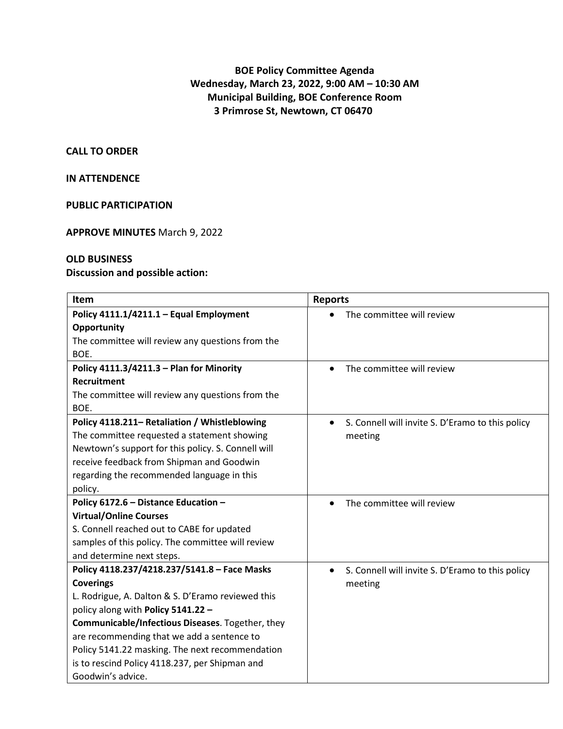**BOE Policy Committee Agenda**
**Wednesday, March 23, 2022, 9:00 AM – 10:30 AM**
**Municipal Building, BOE Conference Room**
**3 Primrose St, Newtown, CT 06470**

**CALL TO ORDER**

**IN ATTENDENCE**

**PUBLIC PARTICIPATION**

**APPROVE MINUTES** March 9, 2022

**OLD BUSINESS**
**Discussion and possible action:**

| Item | Reports |
|---|---|
| **Policy 4111.1/4211.1 – Equal Employment Opportunity** The committee will review any questions from the BOE. | • The committee will review |
| **Policy 4111.3/4211.3 – Plan for Minority Recruitment** The committee will review any questions from the BOE. | • The committee will review |
| **Policy 4118.211– Retaliation / Whistleblowing** The committee requested a statement showing Newtown's support for this policy. S. Connell will receive feedback from Shipman and Goodwin regarding the recommended language in this policy. | • S. Connell will invite S. D'Eramo to this policy meeting |
| **Policy 6172.6 – Distance Education – Virtual/Online Courses** S. Connell reached out to CABE for updated samples of this policy. The committee will review and determine next steps. | • The committee will review |
| **Policy 4118.237/4218.237/5141.8 – Face Masks Coverings** L. Rodrigue, A. Dalton & S. D'Eramo reviewed this policy along with **Policy 5141.22 – Communicable/Infectious Diseases**. Together, they are recommending that we add a sentence to Policy 5141.22 masking. The next recommendation is to rescind Policy 4118.237, per Shipman and Goodwin's advice. | • S. Connell will invite S. D'Eramo to this policy meeting |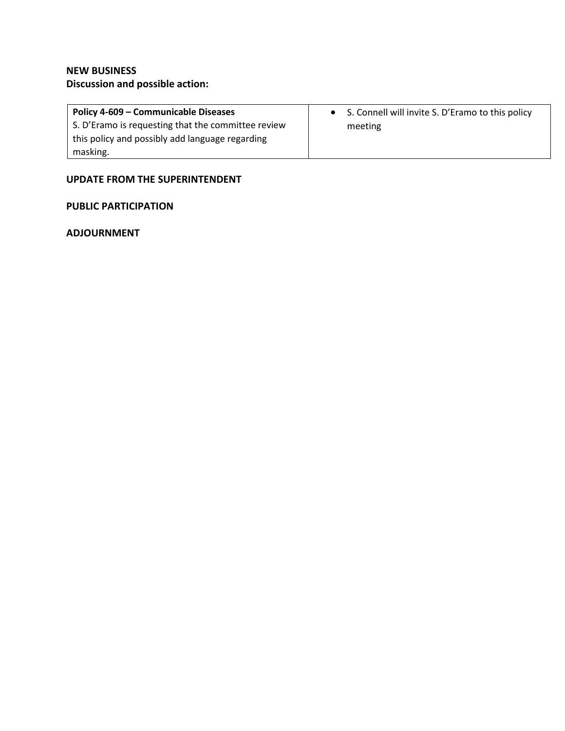**NEW BUSINESS**
**Discussion and possible action:**

| | |
|---|---|
| **Policy 4-609 – Communicable Diseases**<br>S. D'Eramo is requesting that the committee review this policy and possibly add language regarding masking. | • S. Connell will invite S. D'Eramo to this policy meeting |

**UPDATE FROM THE SUPERINTENDENT**

**PUBLIC PARTICIPATION**

**ADJOURNMENT**